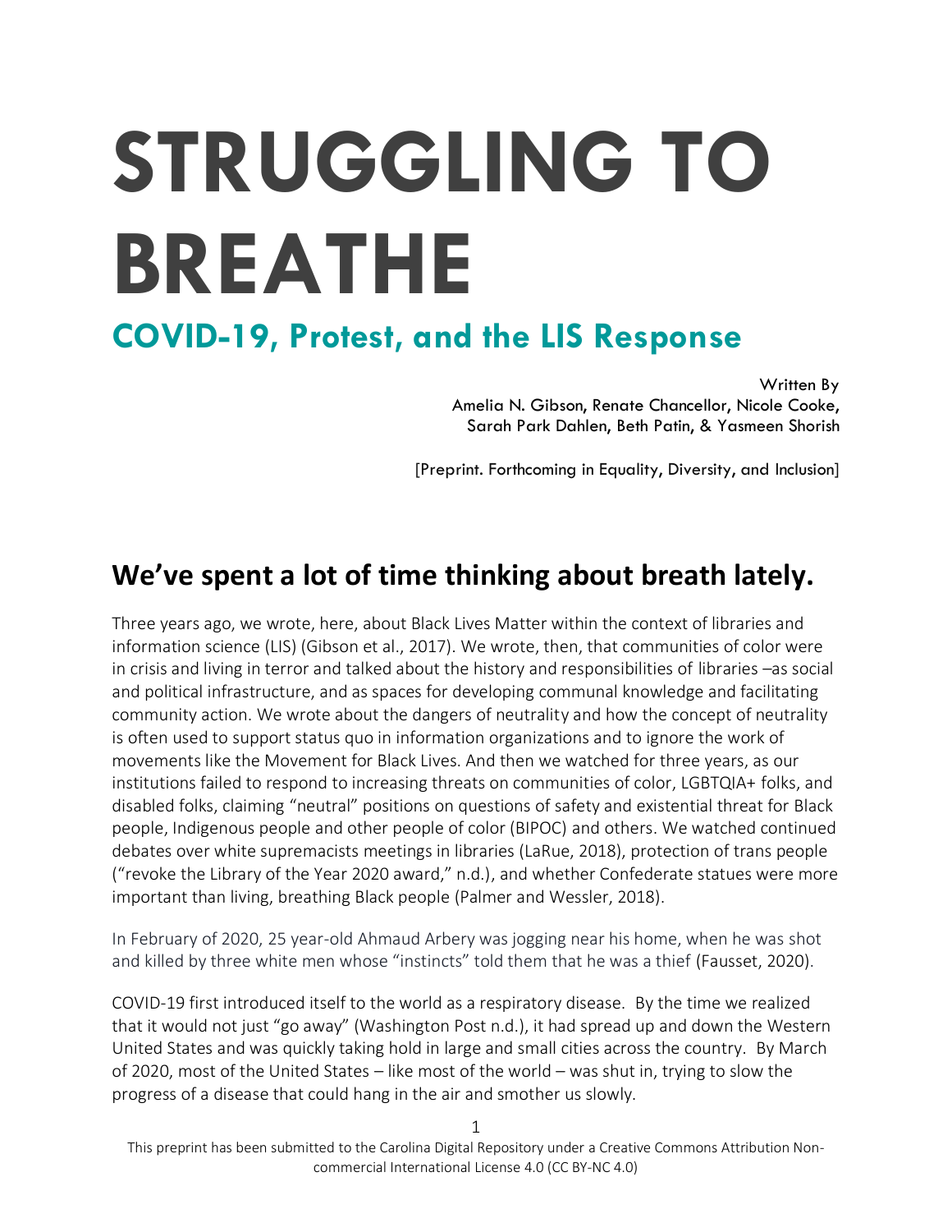# STRUGGLING TO BREATHE

## COVID-19, Protest, and the LIS Response

Written By
Amelia N. Gibson, Renate Chancellor, Nicole Cooke, Sarah Park Dahlen, Beth Patin, & Yasmeen Shorish

[Preprint. Forthcoming in Equality, Diversity, and Inclusion]

## We've spent a lot of time thinking about breath lately.

Three years ago, we wrote, here, about Black Lives Matter within the context of libraries and information science (LIS) (Gibson et al., 2017). We wrote, then, that communities of color were in crisis and living in terror and talked about the history and responsibilities of libraries –as social and political infrastructure, and as spaces for developing communal knowledge and facilitating community action. We wrote about the dangers of neutrality and how the concept of neutrality is often used to support status quo in information organizations and to ignore the work of movements like the Movement for Black Lives. And then we watched for three years, as our institutions failed to respond to increasing threats on communities of color, LGBTQIA+ folks, and disabled folks, claiming "neutral" positions on questions of safety and existential threat for Black people, Indigenous people and other people of color (BIPOC) and others. We watched continued debates over white supremacists meetings in libraries (LaRue, 2018), protection of trans people ("revoke the Library of the Year 2020 award," n.d.), and whether Confederate statues were more important than living, breathing Black people (Palmer and Wessler, 2018).

In February of 2020, 25 year-old Ahmaud Arbery was jogging near his home, when he was shot and killed by three white men whose "instincts" told them that he was a thief (Fausset, 2020).

COVID-19 first introduced itself to the world as a respiratory disease. By the time we realized that it would not just "go away" (Washington Post n.d.), it had spread up and down the Western United States and was quickly taking hold in large and small cities across the country. By March of 2020, most of the United States – like most of the world – was shut in, trying to slow the progress of a disease that could hang in the air and smother us slowly.

This preprint has been submitted to the Carolina Digital Repository under a Creative Commons Attribution Non-commercial International License 4.0 (CC BY-NC 4.0)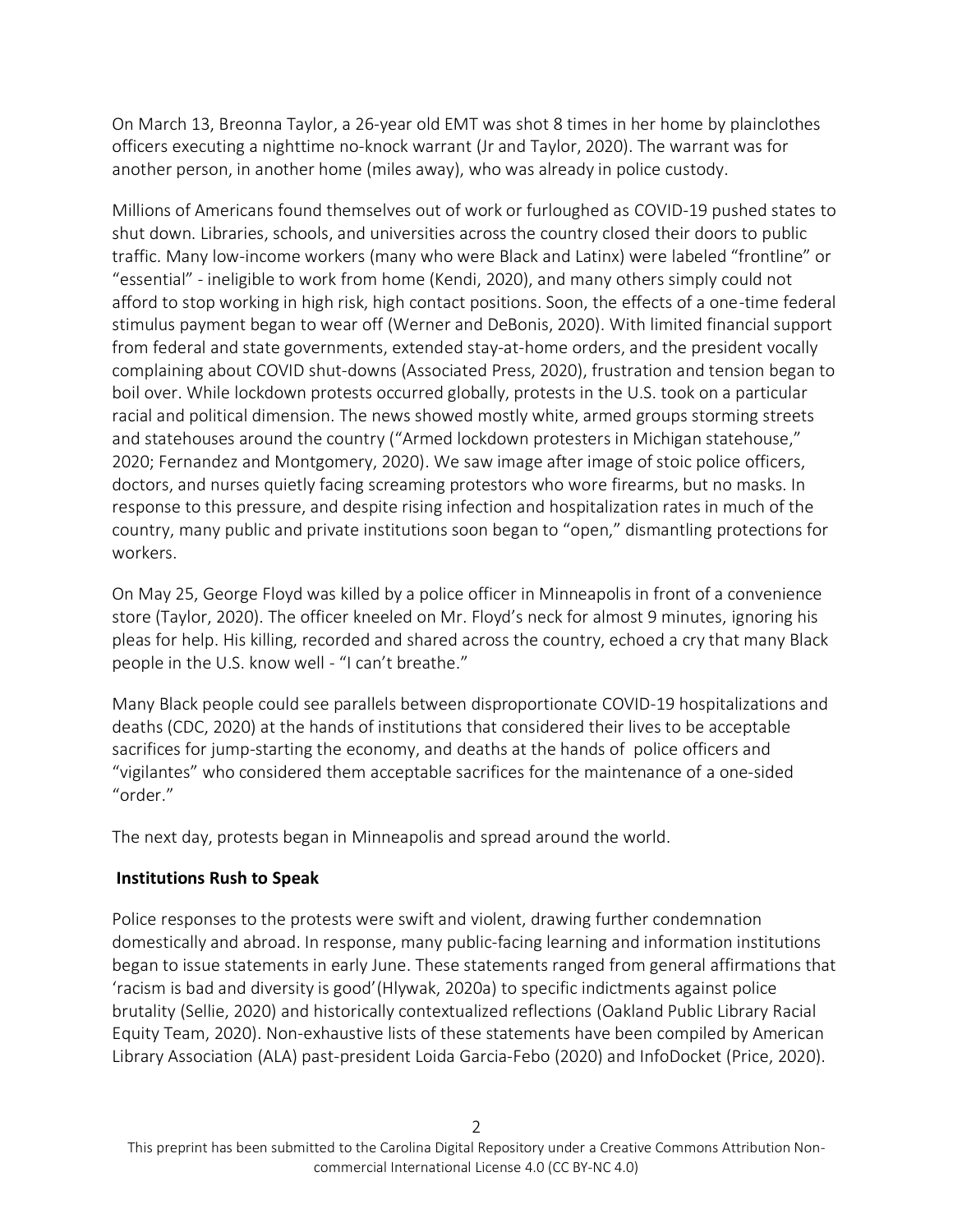On March 13, Breonna Taylor, a 26-year old EMT was shot 8 times in her home by plainclothes officers executing a nighttime no-knock warrant (Jr and Taylor, 2020). The warrant was for another person, in another home (miles away), who was already in police custody.

Millions of Americans found themselves out of work or furloughed as COVID-19 pushed states to shut down. Libraries, schools, and universities across the country closed their doors to public traffic. Many low-income workers (many who were Black and Latinx) were labeled "frontline" or "essential" - ineligible to work from home (Kendi, 2020), and many others simply could not afford to stop working in high risk, high contact positions. Soon, the effects of a one-time federal stimulus payment began to wear off (Werner and DeBonis, 2020). With limited financial support from federal and state governments, extended stay-at-home orders, and the president vocally complaining about COVID shut-downs (Associated Press, 2020), frustration and tension began to boil over. While lockdown protests occurred globally, protests in the U.S. took on a particular racial and political dimension. The news showed mostly white, armed groups storming streets and statehouses around the country ("Armed lockdown protesters in Michigan statehouse," 2020; Fernandez and Montgomery, 2020). We saw image after image of stoic police officers, doctors, and nurses quietly facing screaming protestors who wore firearms, but no masks. In response to this pressure, and despite rising infection and hospitalization rates in much of the country, many public and private institutions soon began to "open," dismantling protections for workers.

On May 25, George Floyd was killed by a police officer in Minneapolis in front of a convenience store (Taylor, 2020). The officer kneeled on Mr. Floyd's neck for almost 9 minutes, ignoring his pleas for help. His killing, recorded and shared across the country, echoed a cry that many Black people in the U.S. know well - "I can't breathe."

Many Black people could see parallels between disproportionate COVID-19 hospitalizations and deaths (CDC, 2020) at the hands of institutions that considered their lives to be acceptable sacrifices for jump-starting the economy, and deaths at the hands of police officers and "vigilantes" who considered them acceptable sacrifices for the maintenance of a one-sided "order."

The next day, protests began in Minneapolis and spread around the world.

**Institutions Rush to Speak**

Police responses to the protests were swift and violent, drawing further condemnation domestically and abroad. In response, many public-facing learning and information institutions began to issue statements in early June. These statements ranged from general affirmations that 'racism is bad and diversity is good'(Hlywak, 2020a) to specific indictments against police brutality (Sellie, 2020) and historically contextualized reflections (Oakland Public Library Racial Equity Team, 2020). Non-exhaustive lists of these statements have been compiled by American Library Association (ALA) past-president Loida Garcia-Febo (2020) and InfoDocket (Price, 2020).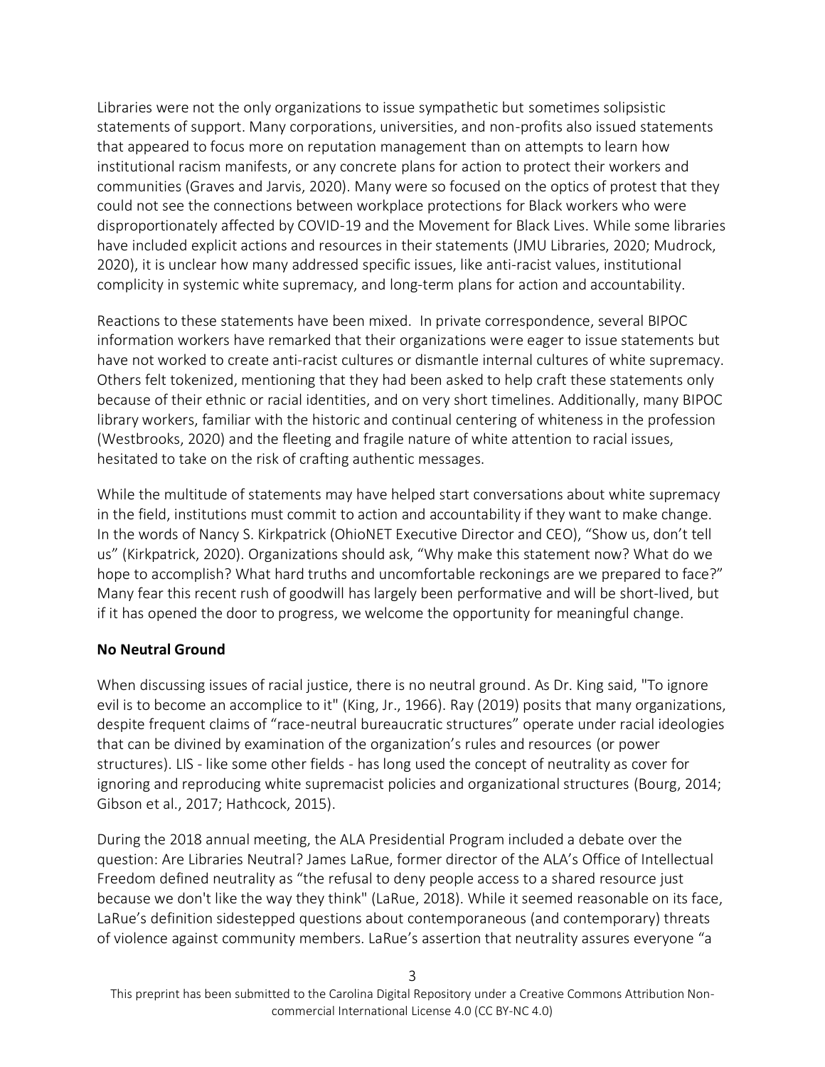Libraries were not the only organizations to issue sympathetic but sometimes solipsistic statements of support. Many corporations, universities, and non-profits also issued statements that appeared to focus more on reputation management than on attempts to learn how institutional racism manifests, or any concrete plans for action to protect their workers and communities (Graves and Jarvis, 2020). Many were so focused on the optics of protest that they could not see the connections between workplace protections for Black workers who were disproportionately affected by COVID-19 and the Movement for Black Lives. While some libraries have included explicit actions and resources in their statements (JMU Libraries, 2020; Mudrock, 2020), it is unclear how many addressed specific issues, like anti-racist values, institutional complicity in systemic white supremacy, and long-term plans for action and accountability.

Reactions to these statements have been mixed. In private correspondence, several BIPOC information workers have remarked that their organizations were eager to issue statements but have not worked to create anti-racist cultures or dismantle internal cultures of white supremacy. Others felt tokenized, mentioning that they had been asked to help craft these statements only because of their ethnic or racial identities, and on very short timelines. Additionally, many BIPOC library workers, familiar with the historic and continual centering of whiteness in the profession (Westbrooks, 2020) and the fleeting and fragile nature of white attention to racial issues, hesitated to take on the risk of crafting authentic messages.

While the multitude of statements may have helped start conversations about white supremacy in the field, institutions must commit to action and accountability if they want to make change. In the words of Nancy S. Kirkpatrick (OhioNET Executive Director and CEO), "Show us, don't tell us" (Kirkpatrick, 2020). Organizations should ask, "Why make this statement now? What do we hope to accomplish? What hard truths and uncomfortable reckonings are we prepared to face?" Many fear this recent rush of goodwill has largely been performative and will be short-lived, but if it has opened the door to progress, we welcome the opportunity for meaningful change.

## No Neutral Ground

When discussing issues of racial justice, there is no neutral ground. As Dr. King said, "To ignore evil is to become an accomplice to it" (King, Jr., 1966). Ray (2019) posits that many organizations, despite frequent claims of "race-neutral bureaucratic structures" operate under racial ideologies that can be divined by examination of the organization's rules and resources (or power structures). LIS - like some other fields - has long used the concept of neutrality as cover for ignoring and reproducing white supremacist policies and organizational structures (Bourg, 2014; Gibson et al., 2017; Hathcock, 2015).

During the 2018 annual meeting, the ALA Presidential Program included a debate over the question: Are Libraries Neutral? James LaRue, former director of the ALA's Office of Intellectual Freedom defined neutrality as "the refusal to deny people access to a shared resource just because we don't like the way they think" (LaRue, 2018). While it seemed reasonable on its face, LaRue's definition sidestepped questions about contemporaneous (and contemporary) threats of violence against community members. LaRue's assertion that neutrality assures everyone "a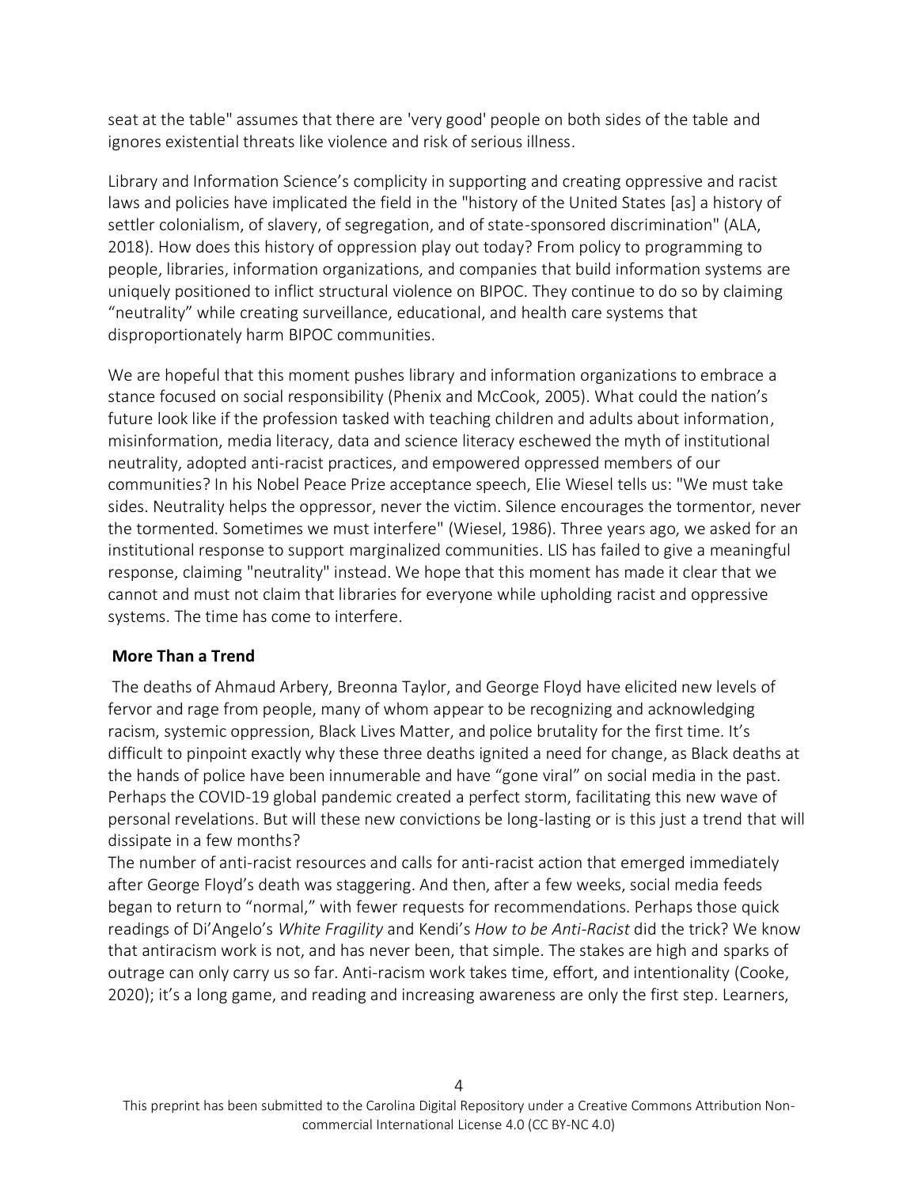seat at the table" assumes that there are 'very good' people on both sides of the table and ignores existential threats like violence and risk of serious illness.

Library and Information Science's complicity in supporting and creating oppressive and racist laws and policies have implicated the field in the "history of the United States [as] a history of settler colonialism, of slavery, of segregation, and of state-sponsored discrimination" (ALA, 2018). How does this history of oppression play out today? From policy to programming to people, libraries, information organizations, and companies that build information systems are uniquely positioned to inflict structural violence on BIPOC. They continue to do so by claiming "neutrality" while creating surveillance, educational, and health care systems that disproportionately harm BIPOC communities.

We are hopeful that this moment pushes library and information organizations to embrace a stance focused on social responsibility (Phenix and McCook, 2005). What could the nation's future look like if the profession tasked with teaching children and adults about information, misinformation, media literacy, data and science literacy eschewed the myth of institutional neutrality, adopted anti-racist practices, and empowered oppressed members of our communities? In his Nobel Peace Prize acceptance speech, Elie Wiesel tells us: "We must take sides. Neutrality helps the oppressor, never the victim. Silence encourages the tormentor, never the tormented. Sometimes we must interfere" (Wiesel, 1986). Three years ago, we asked for an institutional response to support marginalized communities. LIS has failed to give a meaningful response, claiming "neutrality" instead. We hope that this moment has made it clear that we cannot and must not claim that libraries for everyone while upholding racist and oppressive systems. The time has come to interfere.

## More Than a Trend

The deaths of Ahmaud Arbery, Breonna Taylor, and George Floyd have elicited new levels of fervor and rage from people, many of whom appear to be recognizing and acknowledging racism, systemic oppression, Black Lives Matter, and police brutality for the first time. It's difficult to pinpoint exactly why these three deaths ignited a need for change, as Black deaths at the hands of police have been innumerable and have "gone viral" on social media in the past. Perhaps the COVID-19 global pandemic created a perfect storm, facilitating this new wave of personal revelations. But will these new convictions be long-lasting or is this just a trend that will dissipate in a few months?

The number of anti-racist resources and calls for anti-racist action that emerged immediately after George Floyd's death was staggering. And then, after a few weeks, social media feeds began to return to "normal," with fewer requests for recommendations. Perhaps those quick readings of Di'Angelo's *White Fragility* and Kendi's *How to be Anti-Racist* did the trick? We know that antiracism work is not, and has never been, that simple. The stakes are high and sparks of outrage can only carry us so far. Anti-racism work takes time, effort, and intentionality (Cooke, 2020); it's a long game, and reading and increasing awareness are only the first step. Learners,

This preprint has been submitted to the Carolina Digital Repository under a Creative Commons Attribution Non-commercial International License 4.0 (CC BY-NC 4.0)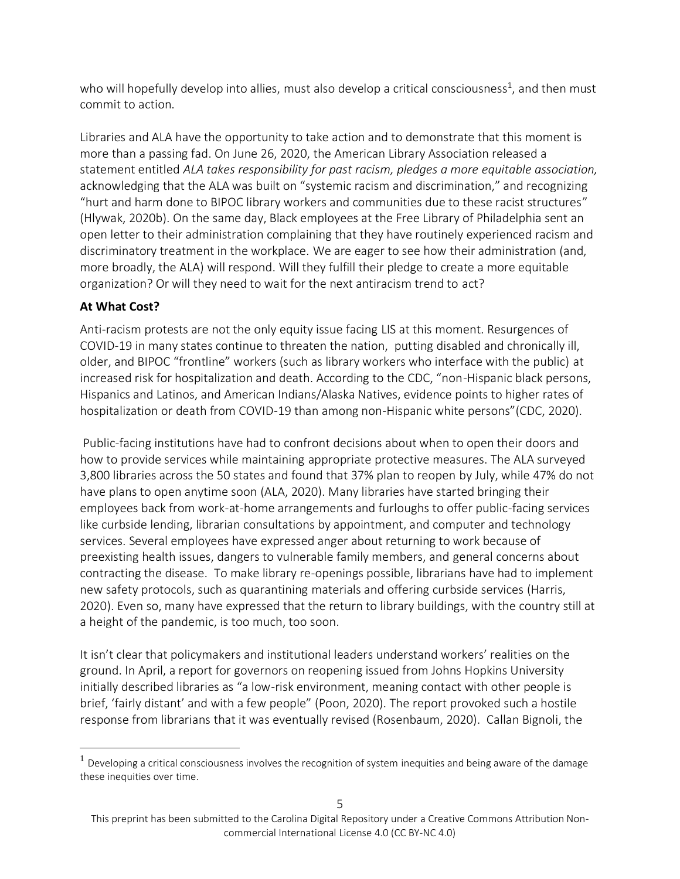who will hopefully develop into allies, must also develop a critical consciousness[1], and then must commit to action.

Libraries and ALA have the opportunity to take action and to demonstrate that this moment is more than a passing fad. On June 26, 2020, the American Library Association released a statement entitled *ALA takes responsibility for past racism, pledges a more equitable association,* acknowledging that the ALA was built on "systemic racism and discrimination," and recognizing "hurt and harm done to BIPOC library workers and communities due to these racist structures" (Hlywak, 2020b). On the same day, Black employees at the Free Library of Philadelphia sent an open letter to their administration complaining that they have routinely experienced racism and discriminatory treatment in the workplace. We are eager to see how their administration (and, more broadly, the ALA) will respond. Will they fulfill their pledge to create a more equitable organization? Or will they need to wait for the next antiracism trend to act?

### At What Cost?

Anti-racism protests are not the only equity issue facing LIS at this moment. Resurgences of COVID-19 in many states continue to threaten the nation, putting disabled and chronically ill, older, and BIPOC "frontline" workers (such as library workers who interface with the public) at increased risk for hospitalization and death. According to the CDC, "non-Hispanic black persons, Hispanics and Latinos, and American Indians/Alaska Natives, evidence points to higher rates of hospitalization or death from COVID-19 than among non-Hispanic white persons"(CDC, 2020).

Public-facing institutions have had to confront decisions about when to open their doors and how to provide services while maintaining appropriate protective measures. The ALA surveyed 3,800 libraries across the 50 states and found that 37% plan to reopen by July, while 47% do not have plans to open anytime soon (ALA, 2020). Many libraries have started bringing their employees back from work-at-home arrangements and furloughs to offer public-facing services like curbside lending, librarian consultations by appointment, and computer and technology services. Several employees have expressed anger about returning to work because of preexisting health issues, dangers to vulnerable family members, and general concerns about contracting the disease. To make library re-openings possible, librarians have had to implement new safety protocols, such as quarantining materials and offering curbside services (Harris, 2020). Even so, many have expressed that the return to library buildings, with the country still at a height of the pandemic, is too much, too soon.

It isn't clear that policymakers and institutional leaders understand workers' realities on the ground. In April, a report for governors on reopening issued from Johns Hopkins University initially described libraries as "a low-risk environment, meaning contact with other people is brief, 'fairly distant' and with a few people" (Poon, 2020). The report provoked such a hostile response from librarians that it was eventually revised (Rosenbaum, 2020). Callan Bignoli, the

[1] Developing a critical consciousness involves the recognition of system inequities and being aware of the damage these inequities over time.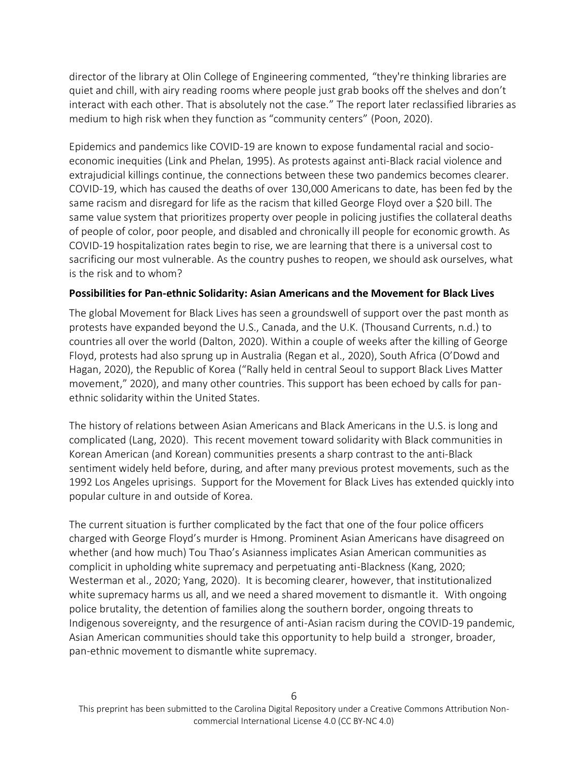director of the library at Olin College of Engineering commented, "they're thinking libraries are quiet and chill, with airy reading rooms where people just grab books off the shelves and don't interact with each other. That is absolutely not the case." The report later reclassified libraries as medium to high risk when they function as "community centers" (Poon, 2020).

Epidemics and pandemics like COVID-19 are known to expose fundamental racial and socio-economic inequities (Link and Phelan, 1995). As protests against anti-Black racial violence and extrajudicial killings continue, the connections between these two pandemics becomes clearer. COVID-19, which has caused the deaths of over 130,000 Americans to date, has been fed by the same racism and disregard for life as the racism that killed George Floyd over a $20 bill. The same value system that prioritizes property over people in policing justifies the collateral deaths of people of color, poor people, and disabled and chronically ill people for economic growth. As COVID-19 hospitalization rates begin to rise, we are learning that there is a universal cost to sacrificing our most vulnerable. As the country pushes to reopen, we should ask ourselves, what is the risk and to whom?

**Possibilities for Pan-ethnic Solidarity: Asian Americans and the Movement for Black Lives**

The global Movement for Black Lives has seen a groundswell of support over the past month as protests have expanded beyond the U.S., Canada, and the U.K. (Thousand Currents, n.d.) to countries all over the world (Dalton, 2020). Within a couple of weeks after the killing of George Floyd, protests had also sprung up in Australia (Regan et al., 2020), South Africa (O'Dowd and Hagan, 2020), the Republic of Korea ("Rally held in central Seoul to support Black Lives Matter movement," 2020), and many other countries. This support has been echoed by calls for pan-ethnic solidarity within the United States.

The history of relations between Asian Americans and Black Americans in the U.S. is long and complicated (Lang, 2020). This recent movement toward solidarity with Black communities in Korean American (and Korean) communities presents a sharp contrast to the anti-Black sentiment widely held before, during, and after many previous protest movements, such as the 1992 Los Angeles uprisings. Support for the Movement for Black Lives has extended quickly into popular culture in and outside of Korea.

The current situation is further complicated by the fact that one of the four police officers charged with George Floyd's murder is Hmong. Prominent Asian Americans have disagreed on whether (and how much) Tou Thao's Asianness implicates Asian American communities as complicit in upholding white supremacy and perpetuating anti-Blackness (Kang, 2020; Westerman et al., 2020; Yang, 2020). It is becoming clearer, however, that institutionalized white supremacy harms us all, and we need a shared movement to dismantle it. With ongoing police brutality, the detention of families along the southern border, ongoing threats to Indigenous sovereignty, and the resurgence of anti-Asian racism during the COVID-19 pandemic, Asian American communities should take this opportunity to help build a stronger, broader, pan-ethnic movement to dismantle white supremacy.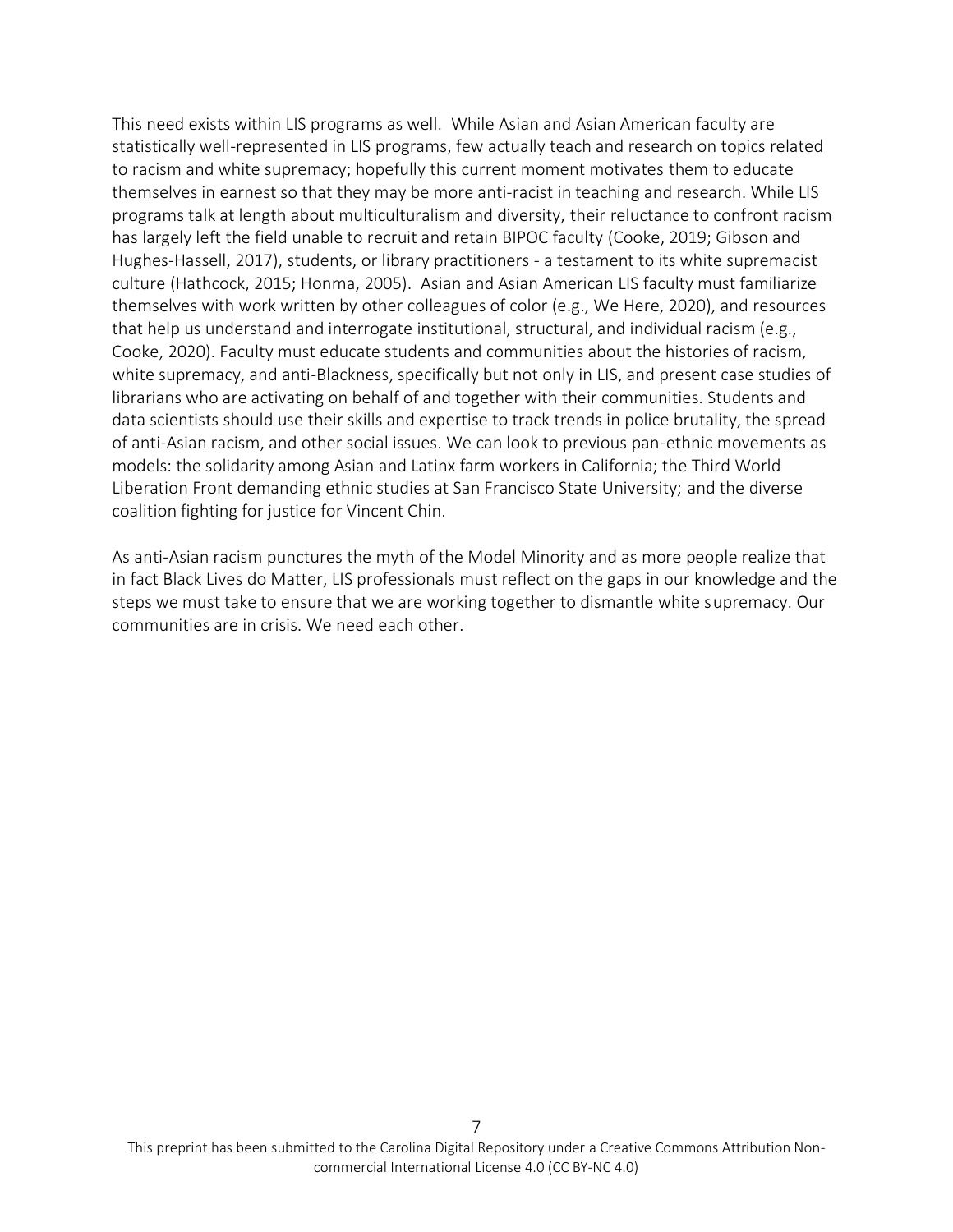This need exists within LIS programs as well. While Asian and Asian American faculty are statistically well-represented in LIS programs, few actually teach and research on topics related to racism and white supremacy; hopefully this current moment motivates them to educate themselves in earnest so that they may be more anti-racist in teaching and research. While LIS programs talk at length about multiculturalism and diversity, their reluctance to confront racism has largely left the field unable to recruit and retain BIPOC faculty (Cooke, 2019; Gibson and Hughes-Hassell, 2017), students, or library practitioners - a testament to its white supremacist culture (Hathcock, 2015; Honma, 2005). Asian and Asian American LIS faculty must familiarize themselves with work written by other colleagues of color (e.g., We Here, 2020), and resources that help us understand and interrogate institutional, structural, and individual racism (e.g., Cooke, 2020). Faculty must educate students and communities about the histories of racism, white supremacy, and anti-Blackness, specifically but not only in LIS, and present case studies of librarians who are activating on behalf of and together with their communities. Students and data scientists should use their skills and expertise to track trends in police brutality, the spread of anti-Asian racism, and other social issues. We can look to previous pan-ethnic movements as models: the solidarity among Asian and Latinx farm workers in California; the Third World Liberation Front demanding ethnic studies at San Francisco State University; and the diverse coalition fighting for justice for Vincent Chin.

As anti-Asian racism punctures the myth of the Model Minority and as more people realize that in fact Black Lives do Matter, LIS professionals must reflect on the gaps in our knowledge and the steps we must take to ensure that we are working together to dismantle white supremacy. Our communities are in crisis. We need each other.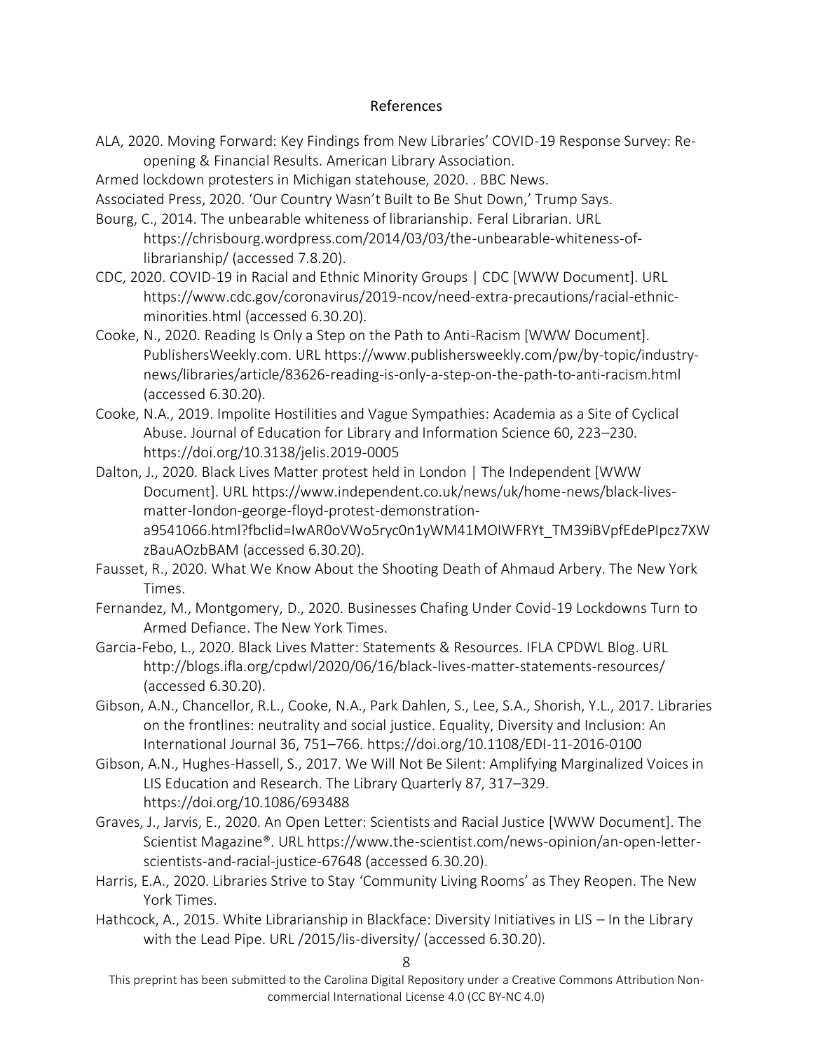## References

ALA, 2020. Moving Forward: Key Findings from New Libraries' COVID-19 Response Survey: Re-opening & Financial Results. American Library Association.

Armed lockdown protesters in Michigan statehouse, 2020. . BBC News.

Associated Press, 2020. 'Our Country Wasn't Built to Be Shut Down,' Trump Says.

Bourg, C., 2014. The unbearable whiteness of librarianship. Feral Librarian. URL https://chrisbourg.wordpress.com/2014/03/03/the-unbearable-whiteness-of-librarianship/ (accessed 7.8.20).

CDC, 2020. COVID-19 in Racial and Ethnic Minority Groups | CDC [WWW Document]. URL https://www.cdc.gov/coronavirus/2019-ncov/need-extra-precautions/racial-ethnic-minorities.html (accessed 6.30.20).

Cooke, N., 2020. Reading Is Only a Step on the Path to Anti-Racism [WWW Document]. PublishersWeekly.com. URL https://www.publishersweekly.com/pw/by-topic/industry-news/libraries/article/83626-reading-is-only-a-step-on-the-path-to-anti-racism.html (accessed 6.30.20).

Cooke, N.A., 2019. Impolite Hostilities and Vague Sympathies: Academia as a Site of Cyclical Abuse. Journal of Education for Library and Information Science 60, 223–230. https://doi.org/10.3138/jelis.2019-0005

Dalton, J., 2020. Black Lives Matter protest held in London | The Independent [WWW Document]. URL https://www.independent.co.uk/news/uk/home-news/black-lives-matter-london-george-floyd-protest-demonstration-a9541066.html?fbclid=IwAR0oVWo5ryc0n1yWM41MOIWFRYt_TM39iBVpfEdePIpcz7XWzBauAOzbBAM (accessed 6.30.20).

Fausset, R., 2020. What We Know About the Shooting Death of Ahmaud Arbery. The New York Times.

Fernandez, M., Montgomery, D., 2020. Businesses Chafing Under Covid-19 Lockdowns Turn to Armed Defiance. The New York Times.

Garcia-Febo, L., 2020. Black Lives Matter: Statements & Resources. IFLA CPDWL Blog. URL http://blogs.ifla.org/cpdwl/2020/06/16/black-lives-matter-statements-resources/ (accessed 6.30.20).

Gibson, A.N., Chancellor, R.L., Cooke, N.A., Park Dahlen, S., Lee, S.A., Shorish, Y.L., 2017. Libraries on the frontlines: neutrality and social justice. Equality, Diversity and Inclusion: An International Journal 36, 751–766. https://doi.org/10.1108/EDI-11-2016-0100

Gibson, A.N., Hughes-Hassell, S., 2017. We Will Not Be Silent: Amplifying Marginalized Voices in LIS Education and Research. The Library Quarterly 87, 317–329. https://doi.org/10.1086/693488

Graves, J., Jarvis, E., 2020. An Open Letter: Scientists and Racial Justice [WWW Document]. The Scientist Magazine®. URL https://www.the-scientist.com/news-opinion/an-open-letter-scientists-and-racial-justice-67648 (accessed 6.30.20).

Harris, E.A., 2020. Libraries Strive to Stay 'Community Living Rooms' as They Reopen. The New York Times.

Hathcock, A., 2015. White Librarianship in Blackface: Diversity Initiatives in LIS – In the Library with the Lead Pipe. URL /2015/lis-diversity/ (accessed 6.30.20).

This preprint has been submitted to the Carolina Digital Repository under a Creative Commons Attribution Non-commercial International License 4.0 (CC BY-NC 4.0)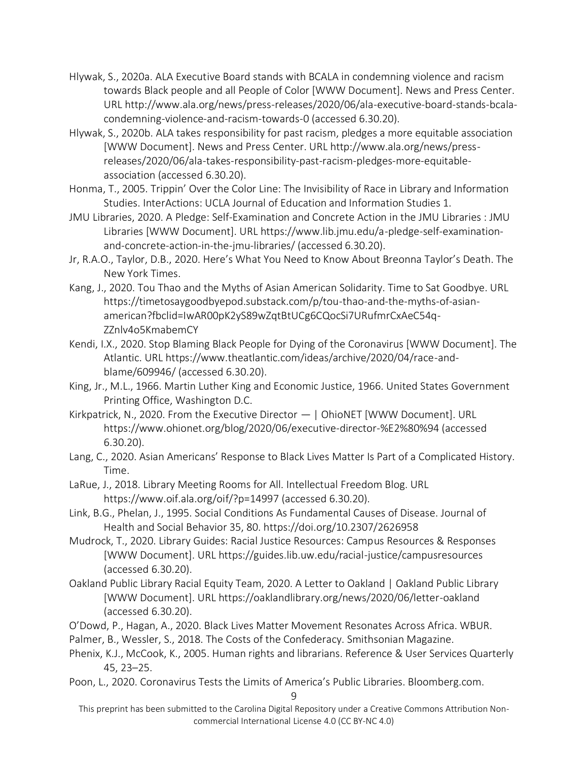Hlywak, S., 2020a. ALA Executive Board stands with BCALA in condemning violence and racism towards Black people and all People of Color [WWW Document]. News and Press Center. URL http://www.ala.org/news/press-releases/2020/06/ala-executive-board-stands-bcala-condemning-violence-and-racism-towards-0 (accessed 6.30.20).

Hlywak, S., 2020b. ALA takes responsibility for past racism, pledges a more equitable association [WWW Document]. News and Press Center. URL http://www.ala.org/news/press-releases/2020/06/ala-takes-responsibility-past-racism-pledges-more-equitable-association (accessed 6.30.20).

Honma, T., 2005. Trippin' Over the Color Line: The Invisibility of Race in Library and Information Studies. InterActions: UCLA Journal of Education and Information Studies 1.

JMU Libraries, 2020. A Pledge: Self-Examination and Concrete Action in the JMU Libraries : JMU Libraries [WWW Document]. URL https://www.lib.jmu.edu/a-pledge-self-examination-and-concrete-action-in-the-jmu-libraries/ (accessed 6.30.20).

Jr, R.A.O., Taylor, D.B., 2020. Here's What You Need to Know About Breonna Taylor's Death. The New York Times.

Kang, J., 2020. Tou Thao and the Myths of Asian American Solidarity. Time to Sat Goodbye. URL https://timetosaygoodbyepod.substack.com/p/tou-thao-and-the-myths-of-asian-american?fbclid=IwAR00pK2yS89wZqtBtUCg6CQocSi7URufmrCxAeC54q-ZZnlv4o5KmabemCY

Kendi, I.X., 2020. Stop Blaming Black People for Dying of the Coronavirus [WWW Document]. The Atlantic. URL https://www.theatlantic.com/ideas/archive/2020/04/race-and-blame/609946/ (accessed 6.30.20).

King, Jr., M.L., 1966. Martin Luther King and Economic Justice, 1966. United States Government Printing Office, Washington D.C.

Kirkpatrick, N., 2020. From the Executive Director — | OhioNET [WWW Document]. URL https://www.ohionet.org/blog/2020/06/executive-director-%E2%80%94 (accessed 6.30.20).

Lang, C., 2020. Asian Americans' Response to Black Lives Matter Is Part of a Complicated History. Time.

LaRue, J., 2018. Library Meeting Rooms for All. Intellectual Freedom Blog. URL https://www.oif.ala.org/oif/?p=14997 (accessed 6.30.20).

Link, B.G., Phelan, J., 1995. Social Conditions As Fundamental Causes of Disease. Journal of Health and Social Behavior 35, 80. https://doi.org/10.2307/2626958

Mudrock, T., 2020. Library Guides: Racial Justice Resources: Campus Resources & Responses [WWW Document]. URL https://guides.lib.uw.edu/racial-justice/campusresources (accessed 6.30.20).

Oakland Public Library Racial Equity Team, 2020. A Letter to Oakland | Oakland Public Library [WWW Document]. URL https://oaklandlibrary.org/news/2020/06/letter-oakland (accessed 6.30.20).

O'Dowd, P., Hagan, A., 2020. Black Lives Matter Movement Resonates Across Africa. WBUR.

Palmer, B., Wessler, S., 2018. The Costs of the Confederacy. Smithsonian Magazine.

Phenix, K.J., McCook, K., 2005. Human rights and librarians. Reference & User Services Quarterly 45, 23–25.

Poon, L., 2020. Coronavirus Tests the Limits of America's Public Libraries. Bloomberg.com.

This preprint has been submitted to the Carolina Digital Repository under a Creative Commons Attribution Non-commercial International License 4.0 (CC BY-NC 4.0)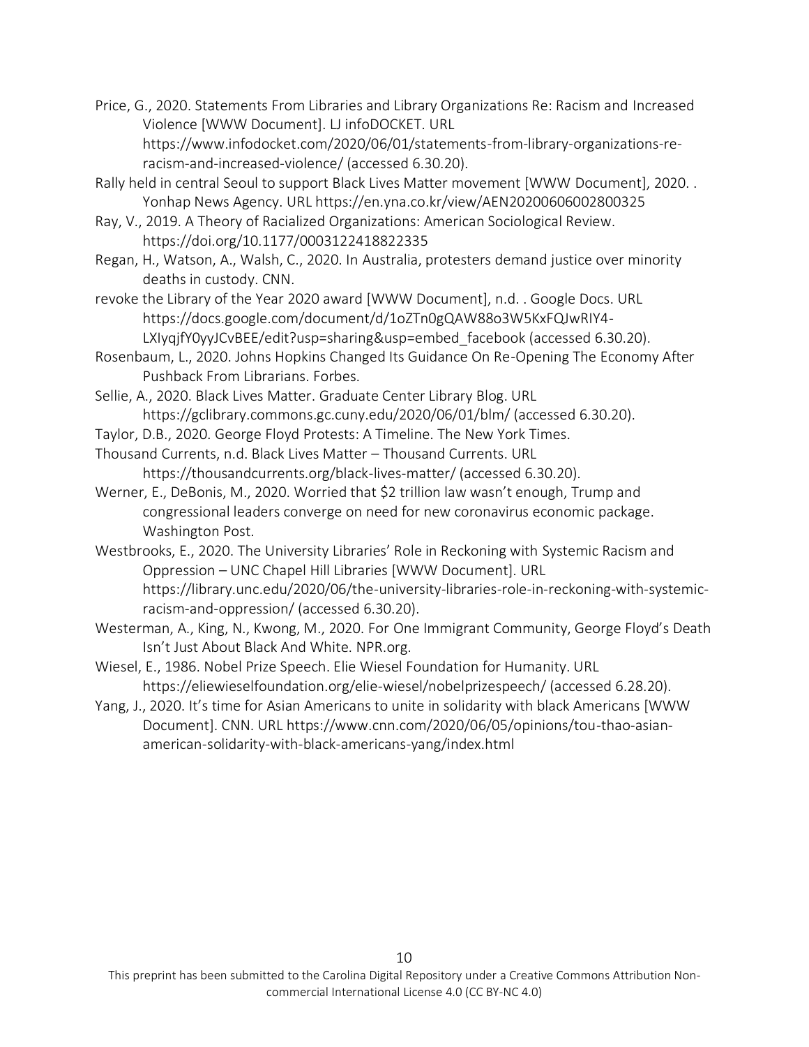Price, G., 2020. Statements From Libraries and Library Organizations Re: Racism and Increased Violence [WWW Document]. LJ infoDOCKET. URL https://www.infodocket.com/2020/06/01/statements-from-library-organizations-re-racism-and-increased-violence/ (accessed 6.30.20).

Rally held in central Seoul to support Black Lives Matter movement [WWW Document], 2020. . Yonhap News Agency. URL https://en.yna.co.kr/view/AEN20200606002800325

Ray, V., 2019. A Theory of Racialized Organizations: American Sociological Review. https://doi.org/10.1177/0003122418822335

Regan, H., Watson, A., Walsh, C., 2020. In Australia, protesters demand justice over minority deaths in custody. CNN.

revoke the Library of the Year 2020 award [WWW Document], n.d. . Google Docs. URL https://docs.google.com/document/d/1oZTn0gQAW88o3W5KxFQJwRIY4-LXIyqjfY0yyJCvBEE/edit?usp=sharing&usp=embed_facebook (accessed 6.30.20).

Rosenbaum, L., 2020. Johns Hopkins Changed Its Guidance On Re-Opening The Economy After Pushback From Librarians. Forbes.

Sellie, A., 2020. Black Lives Matter. Graduate Center Library Blog. URL https://gclibrary.commons.gc.cuny.edu/2020/06/01/blm/ (accessed 6.30.20).

Taylor, D.B., 2020. George Floyd Protests: A Timeline. The New York Times.

Thousand Currents, n.d. Black Lives Matter – Thousand Currents. URL https://thousandcurrents.org/black-lives-matter/ (accessed 6.30.20).

Werner, E., DeBonis, M., 2020. Worried that $2 trillion law wasn't enough, Trump and congressional leaders converge on need for new coronavirus economic package. Washington Post.

Westbrooks, E., 2020. The University Libraries' Role in Reckoning with Systemic Racism and Oppression – UNC Chapel Hill Libraries [WWW Document]. URL https://library.unc.edu/2020/06/the-university-libraries-role-in-reckoning-with-systemic-racism-and-oppression/ (accessed 6.30.20).

Westerman, A., King, N., Kwong, M., 2020. For One Immigrant Community, George Floyd's Death Isn't Just About Black And White. NPR.org.

Wiesel, E., 1986. Nobel Prize Speech. Elie Wiesel Foundation for Humanity. URL https://eliewieselfoundation.org/elie-wiesel/nobelprizespeech/ (accessed 6.28.20).

Yang, J., 2020. It's time for Asian Americans to unite in solidarity with black Americans [WWW Document]. CNN. URL https://www.cnn.com/2020/06/05/opinions/tou-thao-asian-american-solidarity-with-black-americans-yang/index.html

This preprint has been submitted to the Carolina Digital Repository under a Creative Commons Attribution Non-commercial International License 4.0 (CC BY-NC 4.0)